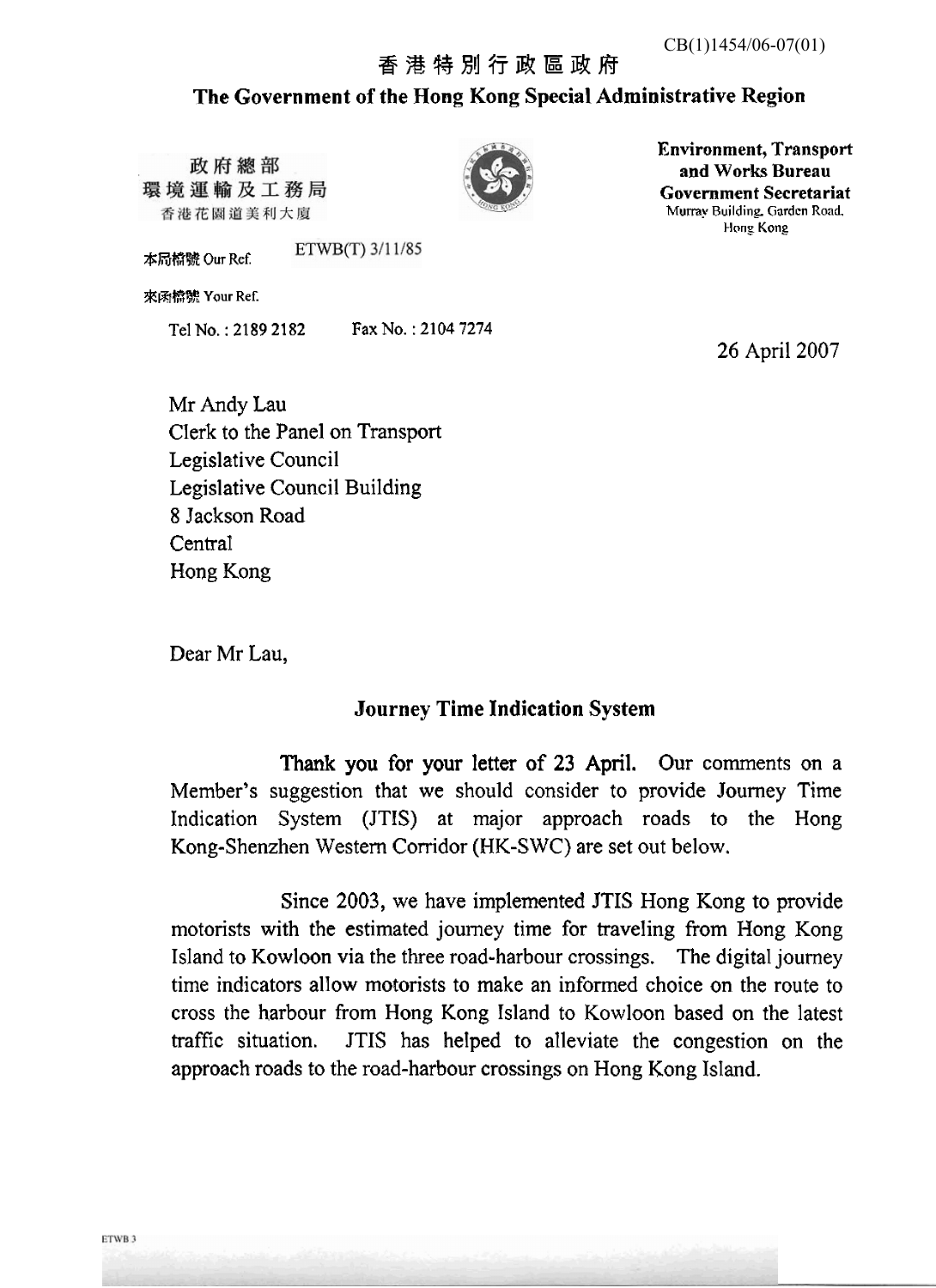CB(1)1454/06-07(01)

香港特別行政區政府

**The Government of the Hong Kong Special Administrative Region**

政府總部
環境運輸及工務局
香港花園道美利大廈

**Environment, Transport and Works Bureau**
**Government Secretariat**
Murray Building, Garden Road, Hong Kong

本局檔號 Our Ref. ETWB(T) 3/11/85

來函檔號 Your Ref.

Tel No. : 2189 2182 Fax No. : 2104 7274

26 April 2007

Mr Andy Lau
Clerk to the Panel on Transport
Legislative Council
Legislative Council Building
8 Jackson Road
Central
Hong Kong

Dear Mr Lau,

**Journey Time Indication System**

Thank you for your letter of 23 April. Our comments on a Member's suggestion that we should consider to provide Journey Time Indication System (JTIS) at major approach roads to the Hong Kong-Shenzhen Western Corridor (HK-SWC) are set out below.

Since 2003, we have implemented JTIS Hong Kong to provide motorists with the estimated journey time for traveling from Hong Kong Island to Kowloon via the three road-harbour crossings. The digital journey time indicators allow motorists to make an informed choice on the route to cross the harbour from Hong Kong Island to Kowloon based on the latest traffic situation. JTIS has helped to alleviate the congestion on the approach roads to the road-harbour crossings on Hong Kong Island.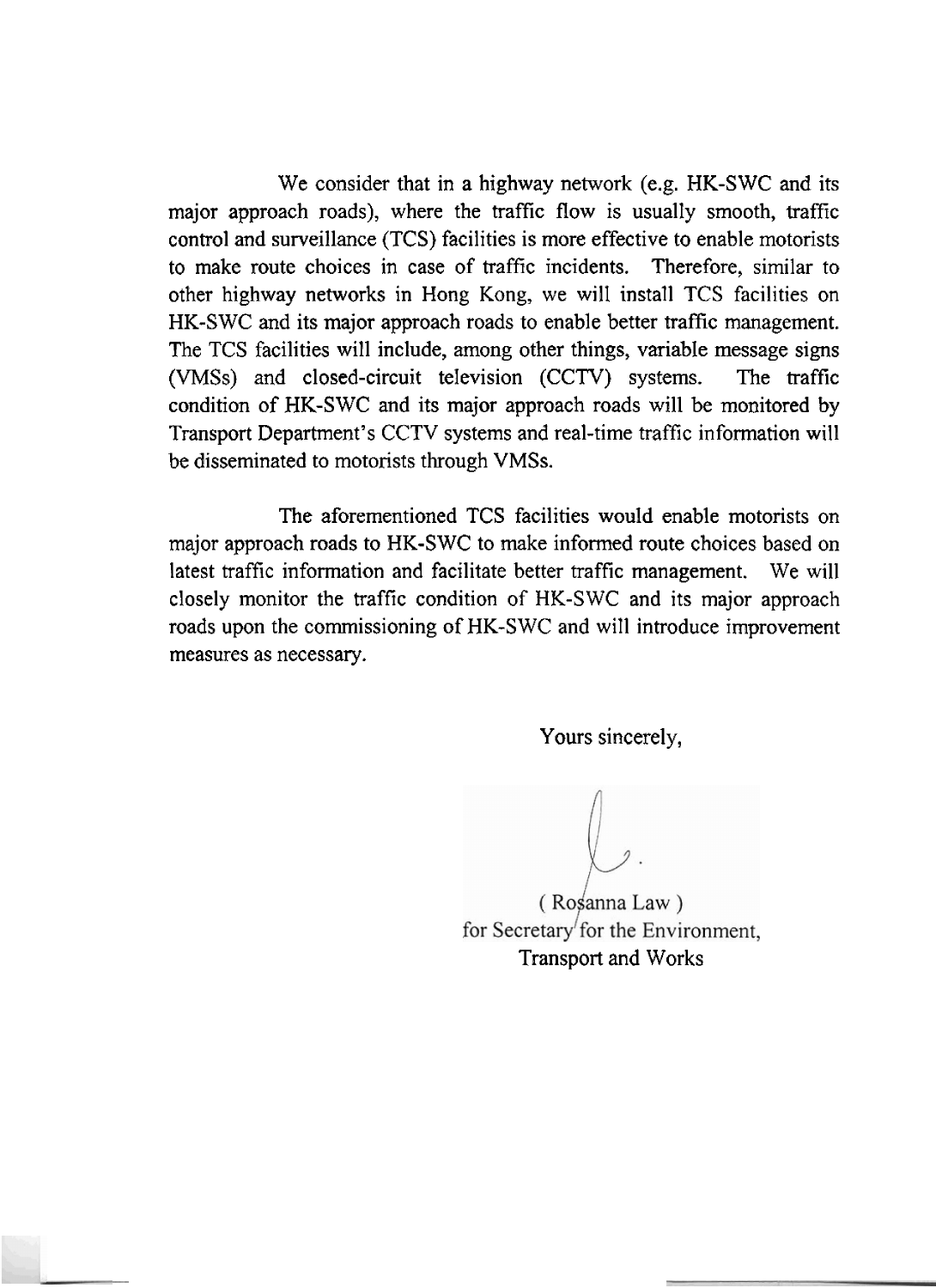We consider that in a highway network (e.g. HK-SWC and its major approach roads), where the traffic flow is usually smooth, traffic control and surveillance (TCS) facilities is more effective to enable motorists to make route choices in case of traffic incidents. Therefore, similar to other highway networks in Hong Kong, we will install TCS facilities on HK-SWC and its major approach roads to enable better traffic management. The TCS facilities will include, among other things, variable message signs (VMSs) and closed-circuit television (CCTV) systems. The traffic condition of HK-SWC and its major approach roads will be monitored by Transport Department's CCTV systems and real-time traffic information will be disseminated to motorists through VMSs.

The aforementioned TCS facilities would enable motorists on major approach roads to HK-SWC to make informed route choices based on latest traffic information and facilitate better traffic management. We will closely monitor the traffic condition of HK-SWC and its major approach roads upon the commissioning of HK-SWC and will introduce improvement measures as necessary.

Yours sincerely,

( Rosanna Law )
for Secretary for the Environment,
Transport and Works